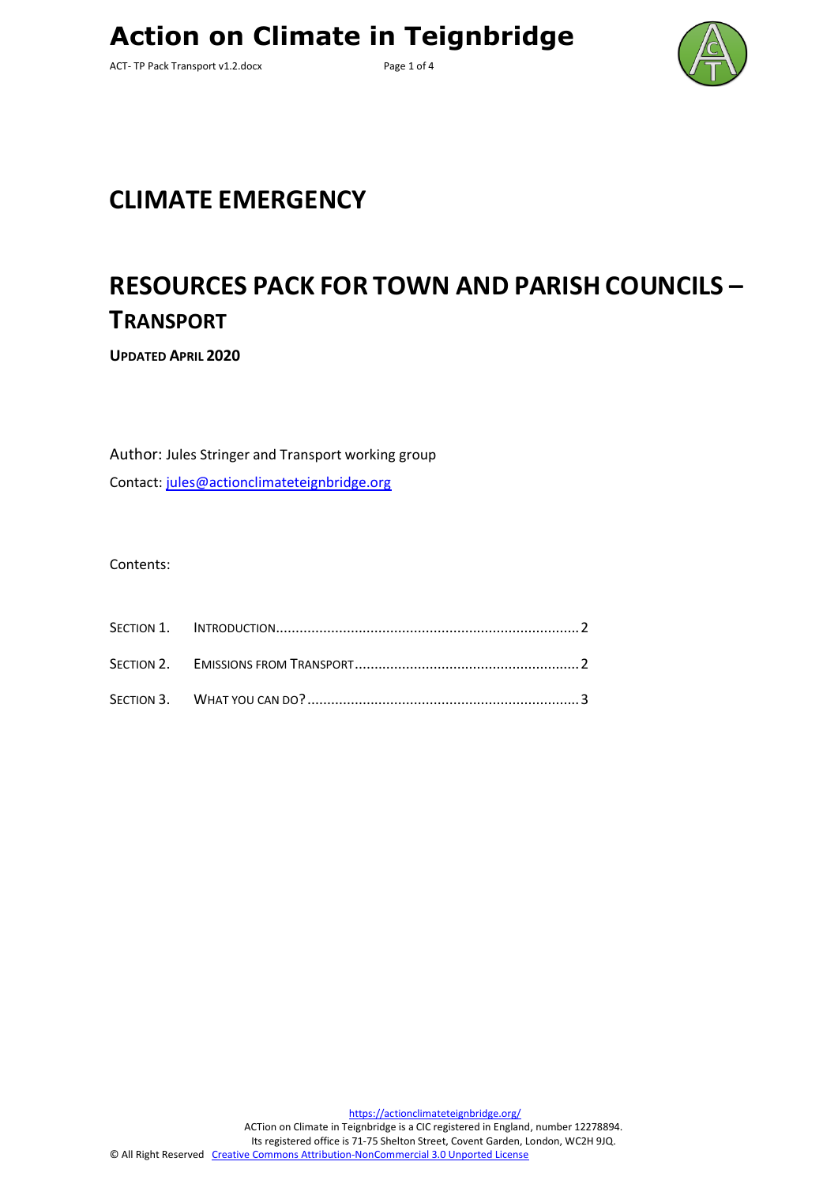# CLIMATE EMERGENCY

# RESOURCES PACK FOR TOWN AND PARISH COUNCILS – TRANSPORT

**UPDATED APRIL 2020**

Author: Jules Stringer and Transport working group

Contact: jules@actionclimateteignbridge.org

Contents:

SECTION 1. INTRODUCTION........................................................................2

SECTION 2. EMISSIONS FROM TRANSPORT....................................................2

SECTION 3. WHAT YOU CAN DO?.................................................................3

https://actionclimateteignbridge.org/

ACTion on Climate in Teignbridge is a CIC registered in England, number 12278894.
Its registered office is 71-75 Shelton Street, Covent Garden, London, WC2H 9JQ.

© All Right Reserved Creative Commons Attribution-NonCommercial 3.0 Unported License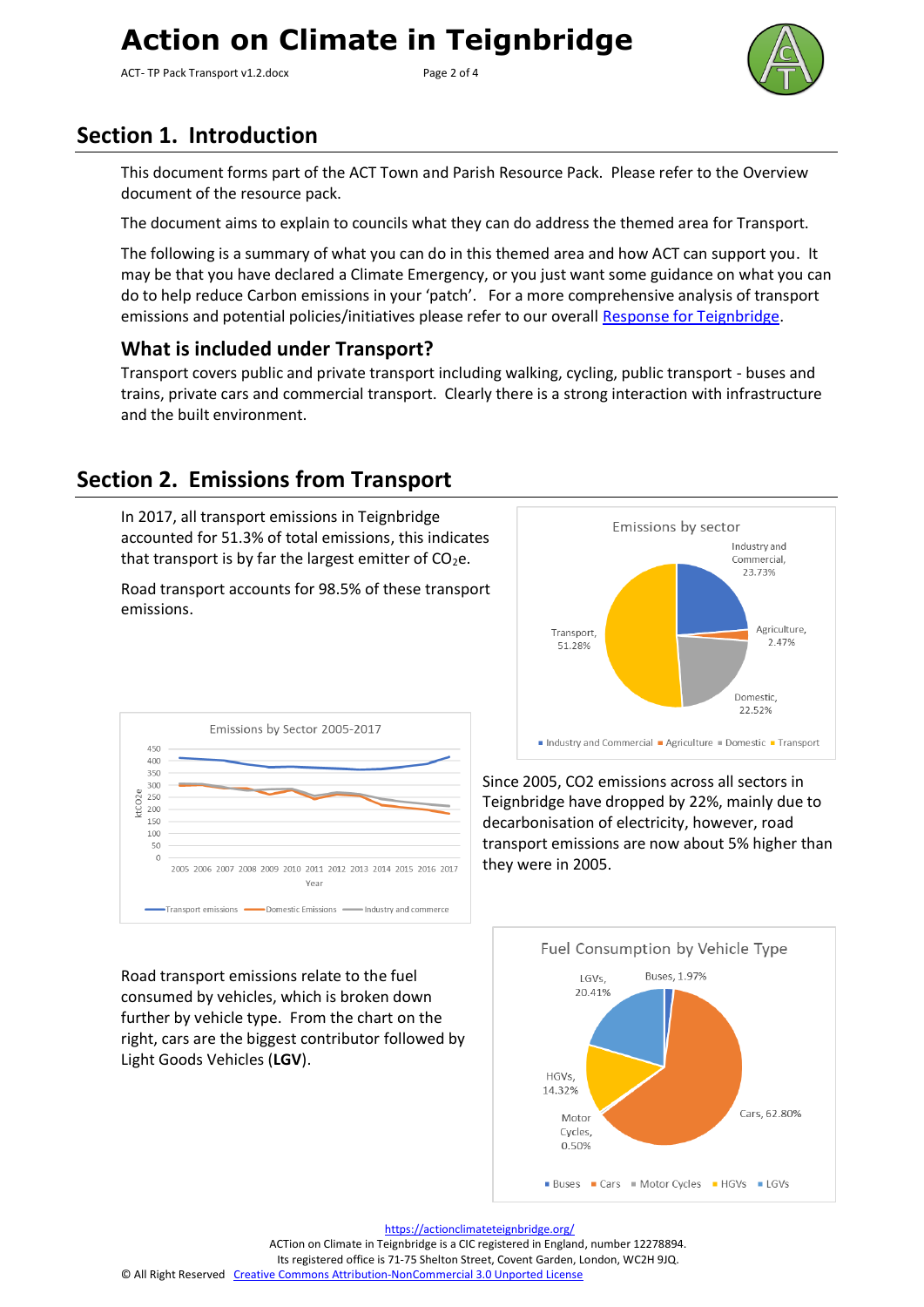## Section 1. Introduction

This document forms part of the ACT Town and Parish Resource Pack. Please refer to the Overview document of the resource pack.

The document aims to explain to councils what they can do address the themed area for Transport.

The following is a summary of what you can do in this themed area and how ACT can support you. It may be that you have declared a Climate Emergency, or you just want some guidance on what you can do to help reduce Carbon emissions in your 'patch'. For a more comprehensive analysis of transport emissions and potential policies/initiatives please refer to our overall [Response for Teignbridge](Response for Teignbridge).

### What is included under Transport?

Transport covers public and private transport including walking, cycling, public transport - buses and trains, private cars and commercial transport. Clearly there is a strong interaction with infrastructure and the built environment.

## Section 2. Emissions from Transport

In 2017, all transport emissions in Teignbridge accounted for 51.3% of total emissions, this indicates that transport is by far the largest emitter of $CO_2e$.

Road transport accounts for 98.5% of these transport emissions.

Emissions by sector

Industry and Commercial, 23.73%
Agriculture, 2.47%
Domestic, 22.52%
Transport, 51.28%

Industry and Commercial · Agriculture · Domestic · Transport

Emissions by Sector 2005-2017

ktCO2e
450
400
350
300
250
200
150
100
50
0
2005 2006 2007 2008 2009 2010 2011 2012 2013 2014 2015 2016 2017
Year

Transport emissions · Domestic Emissions · Industry and commerce

Since 2005, CO2 emissions across all sectors in Teignbridge have dropped by 22%, mainly due to decarbonisation of electricity, however, road transport emissions are now about 5% higher than they were in 2005.

Road transport emissions relate to the fuel consumed by vehicles, which is broken down further by vehicle type. From the chart on the right, cars are the biggest contributor followed by Light Goods Vehicles (**LGV**).

Fuel Consumption by Vehicle Type

LGVs, 20.41%
Buses, 1.97%
HGVs, 14.32%
Motor Cycles, 0.50%
Cars, 62.80%

Buses · Cars · Motor Cycles · HGVs · LGVs

https://actionclimateteignbridge.org/
ACTion on Climate in Teignbridge is a CIC registered in England, number 12278894.
Its registered office is 71-75 Shelton Street, Covent Garden, London, WC2H 9JQ.
© All Right Reserved [Creative Commons Attribution-NonCommercial 3.0 Unported License](Creative Commons Attribution-NonCommercial 3.0 Unported License)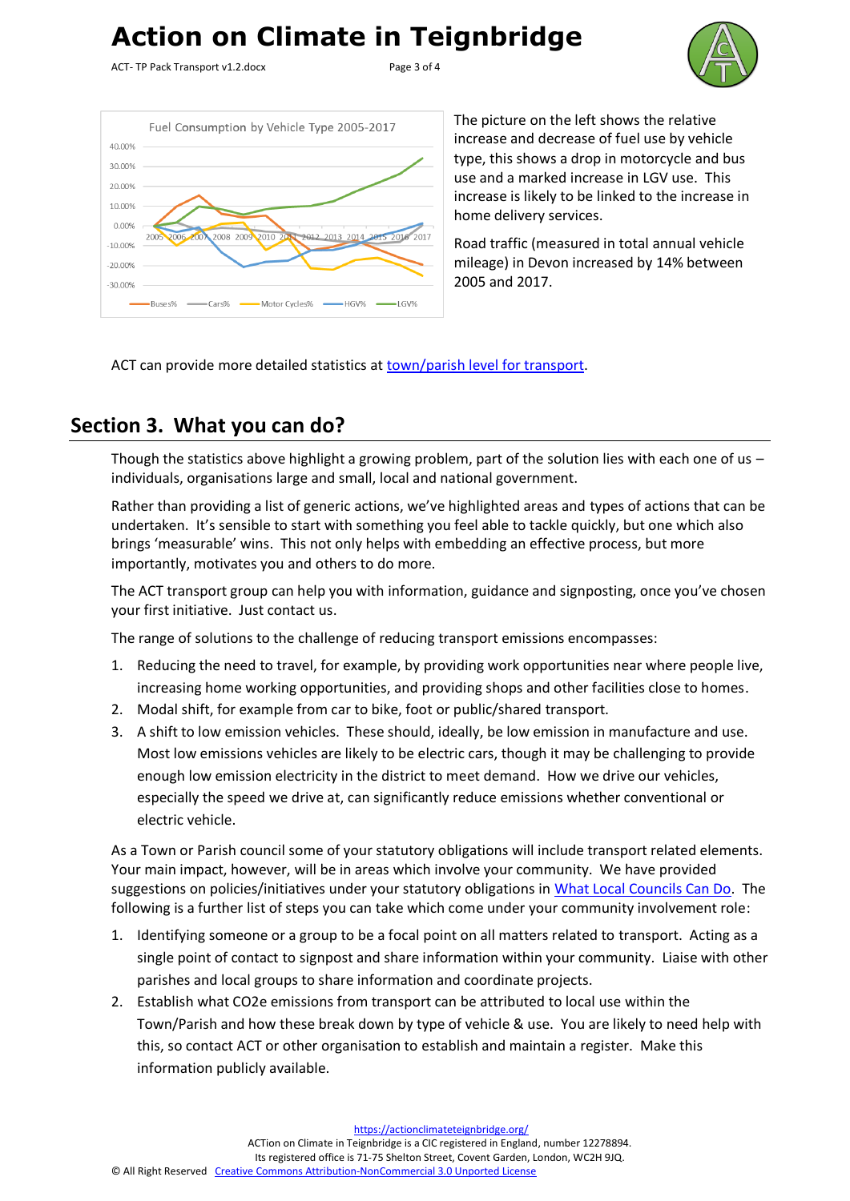Fuel Consumption by Vehicle Type 2005-2017

40.00%
30.00%
20.00%
10.00%
0.00%
-10.00%
-20.00%
-30.00%

2005 2006 2007 2008 2009 2010 2011 2012 2013 2014 2015 2016 2017

Buses% Cars% Motor Cycles% HGV% LGV%

The picture on the left shows the relative increase and decrease of fuel use by vehicle type, this shows a drop in motorcycle and bus use and a marked increase in LGV use. This increase is likely to be linked to the increase in home delivery services.

Road traffic (measured in total annual vehicle mileage) in Devon increased by 14% between 2005 and 2017.

ACT can provide more detailed statistics at [town/parish level for transport](town/parish level for transport).

## Section 3. What you can do?

Though the statistics above highlight a growing problem, part of the solution lies with each one of us – individuals, organisations large and small, local and national government.

Rather than providing a list of generic actions, we've highlighted areas and types of actions that can be undertaken. It's sensible to start with something you feel able to tackle quickly, but one which also brings 'measurable' wins. This not only helps with embedding an effective process, but more importantly, motivates you and others to do more.

The ACT transport group can help you with information, guidance and signposting, once you've chosen your first initiative. Just contact us.

The range of solutions to the challenge of reducing transport emissions encompasses:

1. Reducing the need to travel, for example, by providing work opportunities near where people live, increasing home working opportunities, and providing shops and other facilities close to homes.
2. Modal shift, for example from car to bike, foot or public/shared transport.
3. A shift to low emission vehicles. These should, ideally, be low emission in manufacture and use. Most low emissions vehicles are likely to be electric cars, though it may be challenging to provide enough low emission electricity in the district to meet demand. How we drive our vehicles, especially the speed we drive at, can significantly reduce emissions whether conventional or electric vehicle.

As a Town or Parish council some of your statutory obligations will include transport related elements. Your main impact, however, will be in areas which involve your community. We have provided suggestions on policies/initiatives under your statutory obligations in What Local Councils Can Do. The following is a further list of steps you can take which come under your community involvement role:

1. Identifying someone or a group to be a focal point on all matters related to transport. Acting as a single point of contact to signpost and share information within your community. Liaise with other parishes and local groups to share information and coordinate projects.
2. Establish what CO2e emissions from transport can be attributed to local use within the Town/Parish and how these break down by type of vehicle & use. You are likely to need help with this, so contact ACT or other organisation to establish and maintain a register. Make this information publicly available.

https://actionclimateteignbridge.org/
ACTion on Climate in Teignbridge is a CIC registered in England, number 12278894.
Its registered office is 71-75 Shelton Street, Covent Garden, London, WC2H 9JQ.
© All Right Reserved Creative Commons Attribution-NonCommercial 3.0 Unported License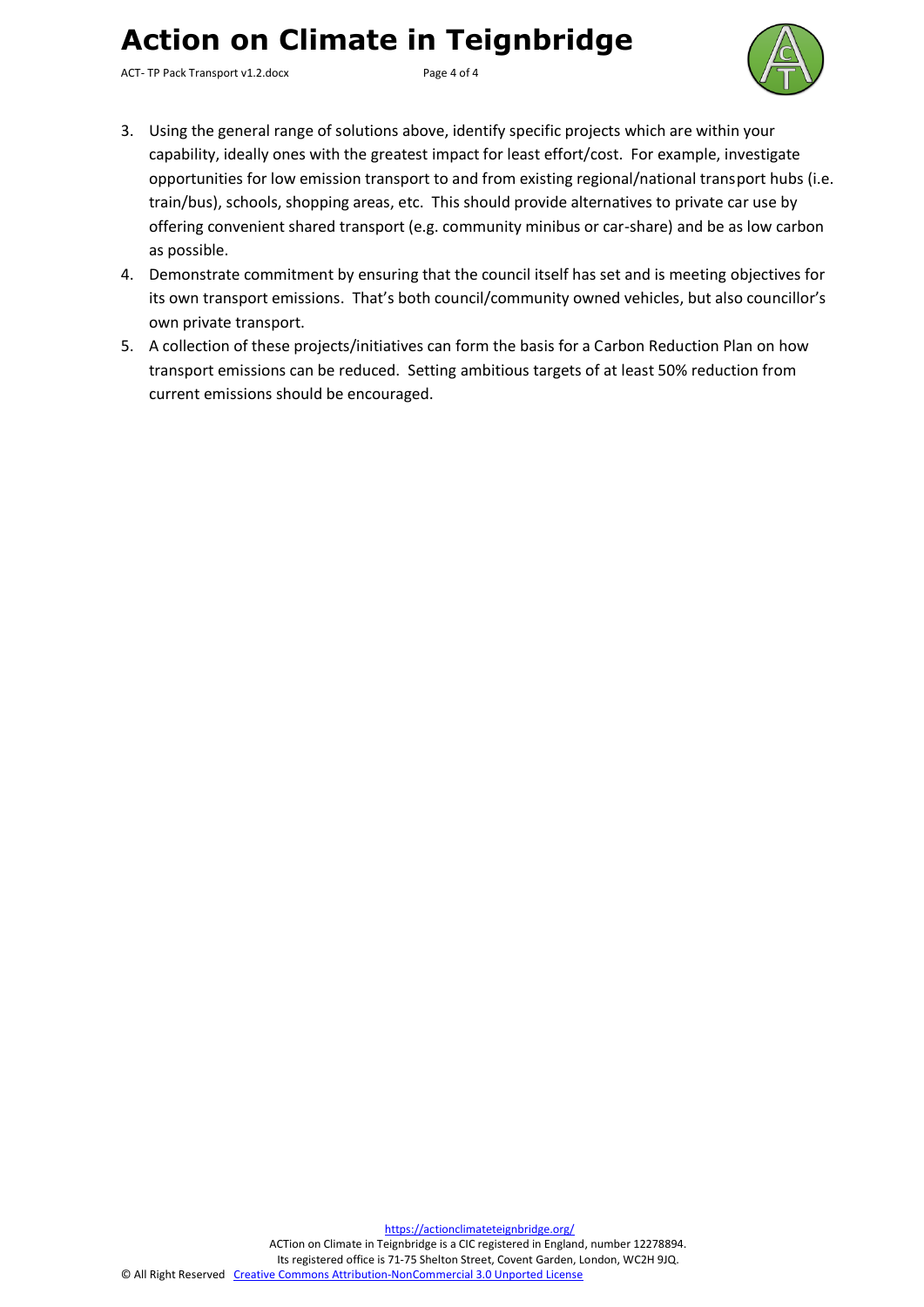3. Using the general range of solutions above, identify specific projects which are within your capability, ideally ones with the greatest impact for least effort/cost. For example, investigate opportunities for low emission transport to and from existing regional/national transport hubs (i.e. train/bus), schools, shopping areas, etc. This should provide alternatives to private car use by offering convenient shared transport (e.g. community minibus or car-share) and be as low carbon as possible.
4. Demonstrate commitment by ensuring that the council itself has set and is meeting objectives for its own transport emissions. That's both council/community owned vehicles, but also councillor's own private transport.
5. A collection of these projects/initiatives can form the basis for a Carbon Reduction Plan on how transport emissions can be reduced. Setting ambitious targets of at least 50% reduction from current emissions should be encouraged.

https://actionclimateteignbridge.org/

ACTion on Climate in Teignbridge is a CIC registered in England, number 12278894.
Its registered office is 71-75 Shelton Street, Covent Garden, London, WC2H 9JQ.

© All Right Reserved Creative Commons Attribution-NonCommercial 3.0 Unported License